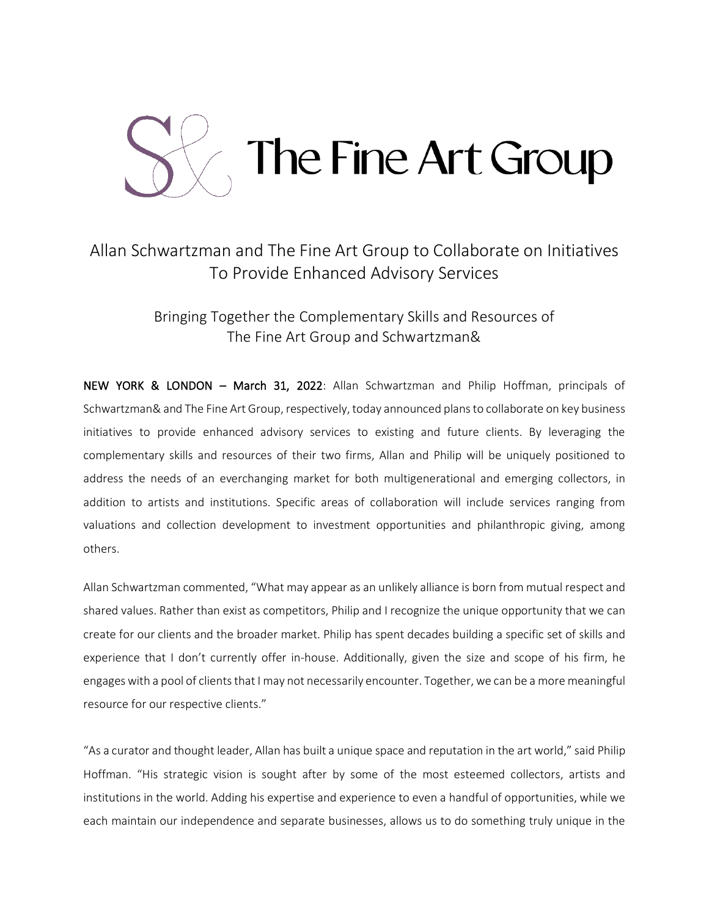# S& The Fine Art Group

## Allan Schwartzman and The Fine Art Group to Collaborate on Initiatives To Provide Enhanced Advisory Services

### Bringing Together the Complementary Skills and Resources of The Fine Art Group and Schwartzman&

**NEW YORK & LONDON – March 31, 2022**: Allan Schwartzman and Philip Hoffman, principals of Schwartzman& and The Fine Art Group, respectively, today announced plans to collaborate on key business initiatives to provide enhanced advisory services to existing and future clients. By leveraging the complementary skills and resources of their two firms, Allan and Philip will be uniquely positioned to address the needs of an everchanging market for both multigenerational and emerging collectors, in addition to artists and institutions. Specific areas of collaboration will include services ranging from valuations and collection development to investment opportunities and philanthropic giving, among others.

Allan Schwartzman commented, "What may appear as an unlikely alliance is born from mutual respect and shared values. Rather than exist as competitors, Philip and I recognize the unique opportunity that we can create for our clients and the broader market. Philip has spent decades building a specific set of skills and experience that I don't currently offer in-house. Additionally, given the size and scope of his firm, he engages with a pool of clients that I may not necessarily encounter. Together, we can be a more meaningful resource for our respective clients."

"As a curator and thought leader, Allan has built a unique space and reputation in the art world," said Philip Hoffman. "His strategic vision is sought after by some of the most esteemed collectors, artists and institutions in the world. Adding his expertise and experience to even a handful of opportunities, while we each maintain our independence and separate businesses, allows us to do something truly unique in the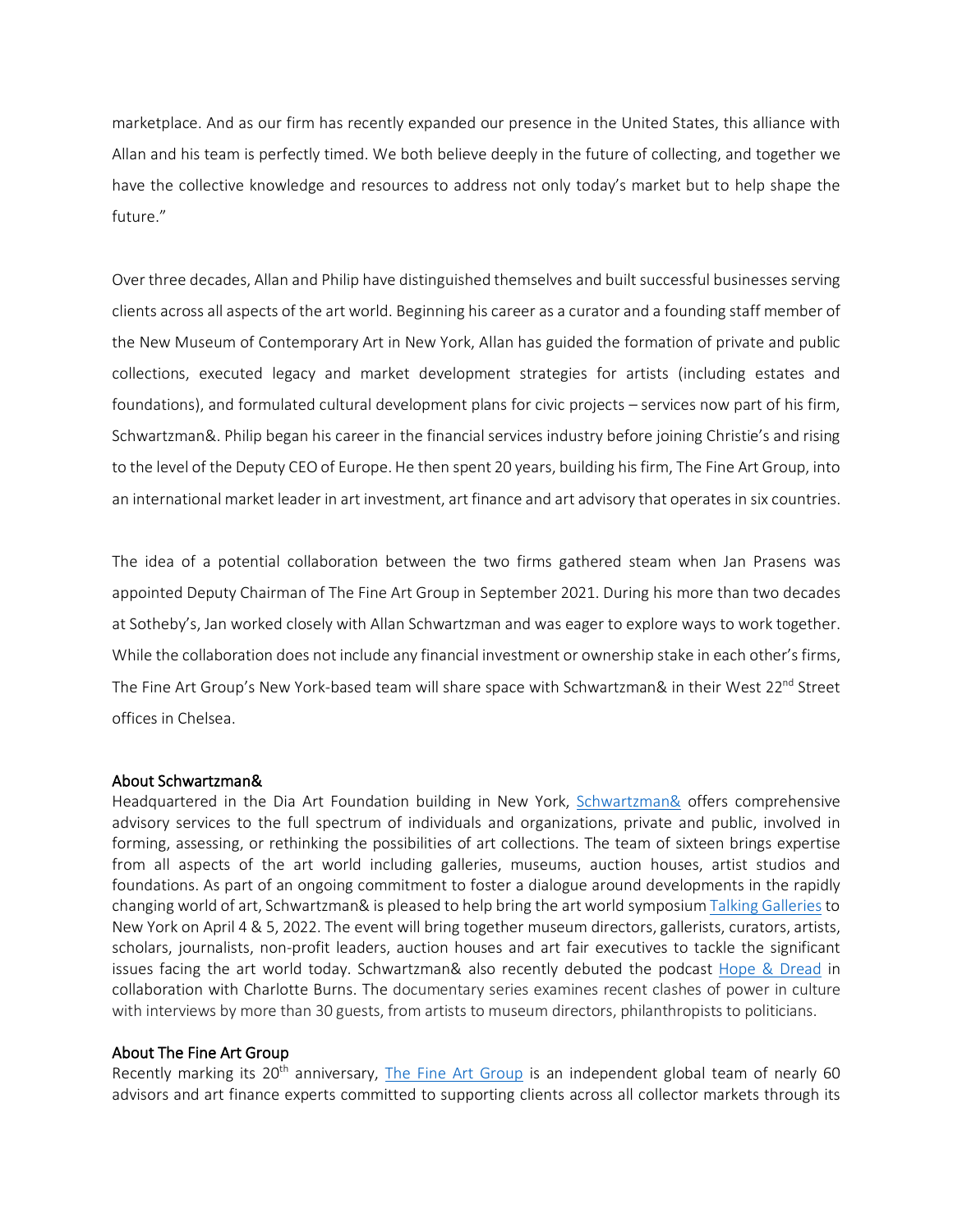marketplace. And as our firm has recently expanded our presence in the United States, this alliance with Allan and his team is perfectly timed. We both believe deeply in the future of collecting, and together we have the collective knowledge and resources to address not only today's market but to help shape the future."

Over three decades, Allan and Philip have distinguished themselves and built successful businesses serving clients across all aspects of the art world. Beginning his career as a curator and a founding staff member of the New Museum of Contemporary Art in New York, Allan has guided the formation of private and public collections, executed legacy and market development strategies for artists (including estates and foundations), and formulated cultural development plans for civic projects – services now part of his firm, Schwartzman&. Philip began his career in the financial services industry before joining Christie's and rising to the level of the Deputy CEO of Europe. He then spent 20 years, building his firm, The Fine Art Group, into an international market leader in art investment, art finance and art advisory that operates in six countries.

The idea of a potential collaboration between the two firms gathered steam when Jan Prasens was appointed Deputy Chairman of The Fine Art Group in September 2021. During his more than two decades at Sotheby's, Jan worked closely with Allan Schwartzman and was eager to explore ways to work together. While the collaboration does not include any financial investment or ownership stake in each other's firms, The Fine Art Group's New York-based team will share space with Schwartzman& in their West 22nd Street offices in Chelsea.

## About Schwartzman&

Headquartered in the Dia Art Foundation building in New York, Schwartzman& offers comprehensive advisory services to the full spectrum of individuals and organizations, private and public, involved in forming, assessing, or rethinking the possibilities of art collections. The team of sixteen brings expertise from all aspects of the art world including galleries, museums, auction houses, artist studios and foundations. As part of an ongoing commitment to foster a dialogue around developments in the rapidly changing world of art, Schwartzman& is pleased to help bring the art world symposium Talking Galleries to New York on April 4 & 5, 2022. The event will bring together museum directors, gallerists, curators, artists, scholars, journalists, non-profit leaders, auction houses and art fair executives to tackle the significant issues facing the art world today. Schwartzman& also recently debuted the podcast Hope & Dread in collaboration with Charlotte Burns. The documentary series examines recent clashes of power in culture with interviews by more than 30 guests, from artists to museum directors, philanthropists to politicians.

## About The Fine Art Group

Recently marking its 20th anniversary, The Fine Art Group is an independent global team of nearly 60 advisors and art finance experts committed to supporting clients across all collector markets through its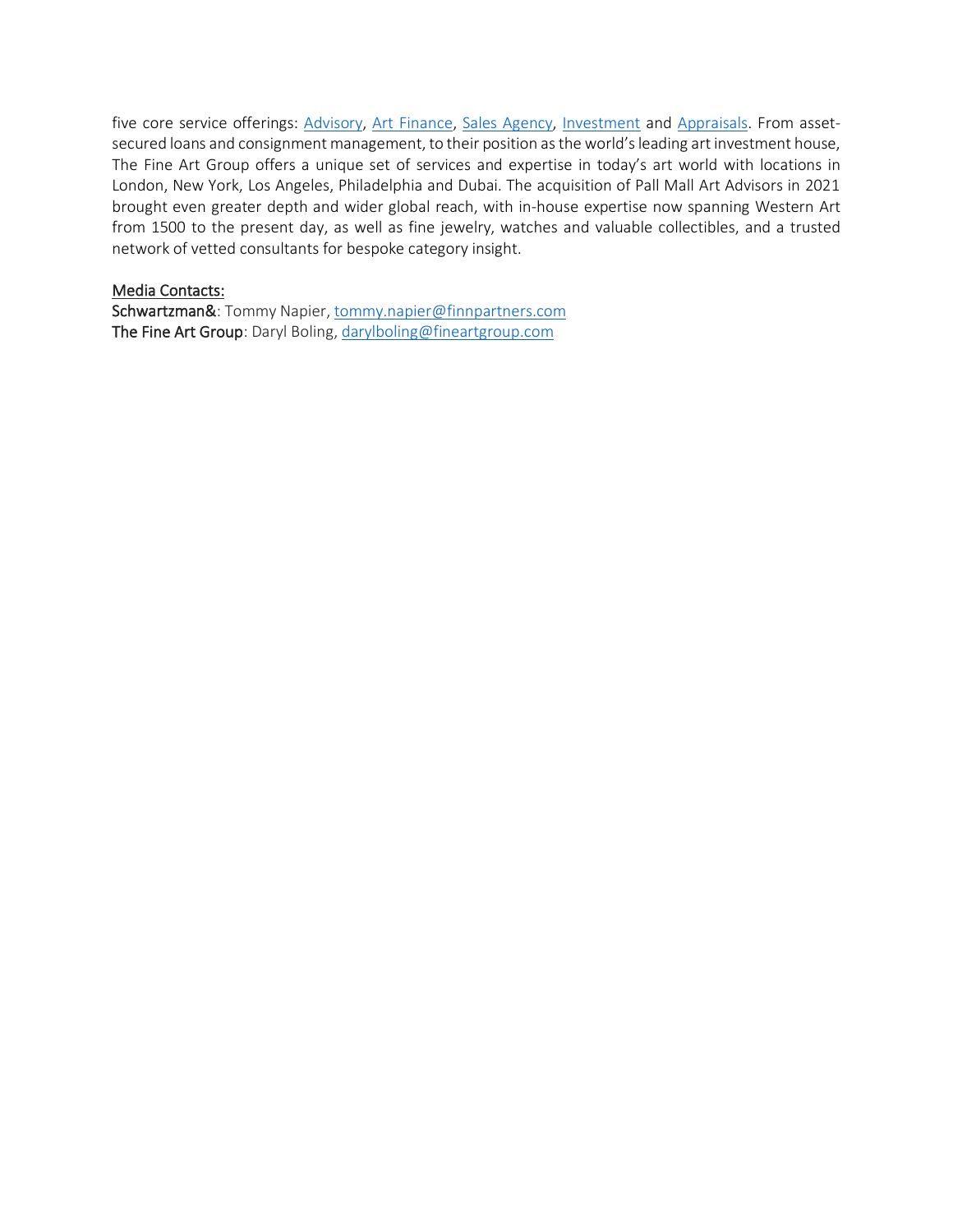five core service offerings: Advisory, Art Finance, Sales Agency, Investment and Appraisals. From asset-secured loans and consignment management, to their position as the world's leading art investment house, The Fine Art Group offers a unique set of services and expertise in today's art world with locations in London, New York, Los Angeles, Philadelphia and Dubai. The acquisition of Pall Mall Art Advisors in 2021 brought even greater depth and wider global reach, with in-house expertise now spanning Western Art from 1500 to the present day, as well as fine jewelry, watches and valuable collectibles, and a trusted network of vetted consultants for bespoke category insight.

Media Contacts:

**Schwartzman&**: Tommy Napier, tommy.napier@finnpartners.com
**The Fine Art Group**: Daryl Boling, darylboling@fineartgroup.com